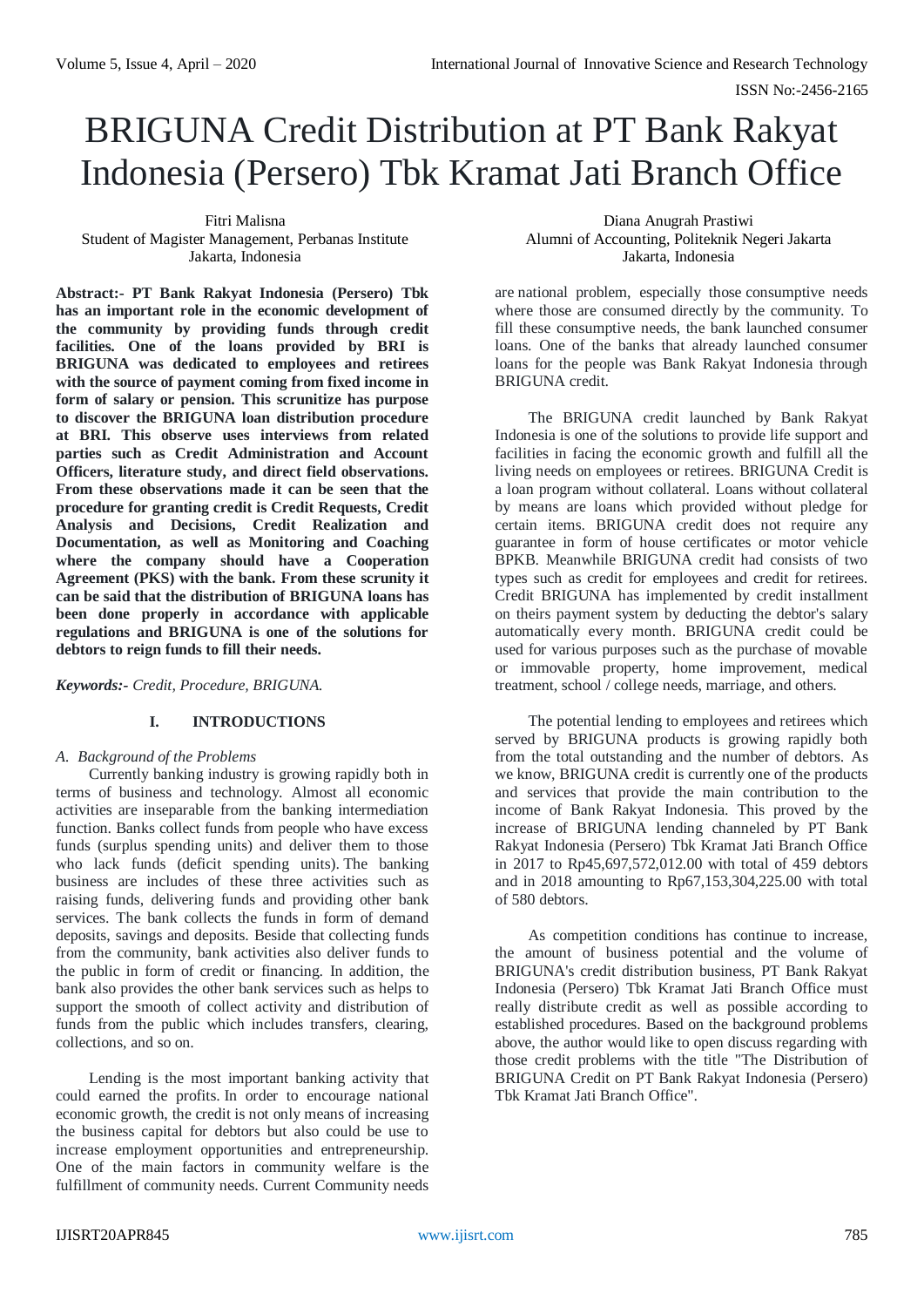# BRIGUNA Credit Distribution at PT Bank Rakyat Indonesia (Persero) Tbk Kramat Jati Branch Office

Fitri Malisna
Student of Magister Management, Perbanas Institute
Jakarta, Indonesia

Diana Anugrah Prastiwi
Alumni of Accounting, Politeknik Negeri Jakarta
Jakarta, Indonesia

**Abstract:- PT Bank Rakyat Indonesia (Persero) Tbk has an important role in the economic development of the community by providing funds through credit facilities. One of the loans provided by BRI is BRIGUNA was dedicated to employees and retirees with the source of payment coming from fixed income in form of salary or pension. This scrutinize has purpose to discover the BRIGUNA loan distribution procedure at BRI. This observe uses interviews from related parties such as Credit Administration and Account Officers, literature study, and direct field observations. From these observations made it can be seen that the procedure for granting credit is Credit Requests, Credit Analysis and Decisions, Credit Realization and Documentation, as well as Monitoring and Coaching where the company should have a Cooperation Agreement (PKS) with the bank. From these scrunity it can be said that the distribution of BRIGUNA loans has been done properly in accordance with applicable regulations and BRIGUNA is one of the solutions for debtors to reign funds to fill their needs.**

***Keywords:-*** *Credit, Procedure, BRIGUNA.*

## I. INTRODUCTIONS

### *A. Background of the Problems*

Currently banking industry is growing rapidly both in terms of business and technology. Almost all economic activities are inseparable from the banking intermediation function. Banks collect funds from people who have excess funds (surplus spending units) and deliver them to those who lack funds (deficit spending units). The banking business are includes of these three activities such as raising funds, delivering funds and providing other bank services. The bank collects the funds in form of demand deposits, savings and deposits. Beside that collecting funds from the community, bank activities also deliver funds to the public in form of credit or financing. In addition, the bank also provides the other bank services such as helps to support the smooth of collect activity and distribution of funds from the public which includes transfers, clearing, collections, and so on.

Lending is the most important banking activity that could earned the profits. In order to encourage national economic growth, the credit is not only means of increasing the business capital for debtors but also could be use to increase employment opportunities and entrepreneurship. One of the main factors in community welfare is the fulfillment of community needs. Current Community needs are national problem, especially those consumptive needs where those are consumed directly by the community. To fill these consumptive needs, the bank launched consumer loans. One of the banks that already launched consumer loans for the people was Bank Rakyat Indonesia through BRIGUNA credit.

The BRIGUNA credit launched by Bank Rakyat Indonesia is one of the solutions to provide life support and facilities in facing the economic growth and fulfill all the living needs on employees or retirees. BRIGUNA Credit is a loan program without collateral. Loans without collateral by means are loans which provided without pledge for certain items. BRIGUNA credit does not require any guarantee in form of house certificates or motor vehicle BPKB. Meanwhile BRIGUNA credit had consists of two types such as credit for employees and credit for retirees. Credit BRIGUNA has implemented by credit installment on theirs payment system by deducting the debtor's salary automatically every month. BRIGUNA credit could be used for various purposes such as the purchase of movable or immovable property, home improvement, medical treatment, school / college needs, marriage, and others.

The potential lending to employees and retirees which served by BRIGUNA products is growing rapidly both from the total outstanding and the number of debtors. As we know, BRIGUNA credit is currently one of the products and services that provide the main contribution to the income of Bank Rakyat Indonesia. This proved by the increase of BRIGUNA lending channeled by PT Bank Rakyat Indonesia (Persero) Tbk Kramat Jati Branch Office in 2017 to Rp45,697,572,012.00 with total of 459 debtors and in 2018 amounting to Rp67,153,304,225.00 with total of 580 debtors.

As competition conditions has continue to increase, the amount of business potential and the volume of BRIGUNA's credit distribution business, PT Bank Rakyat Indonesia (Persero) Tbk Kramat Jati Branch Office must really distribute credit as well as possible according to established procedures. Based on the background problems above, the author would like to open discuss regarding with those credit problems with the title "The Distribution of BRIGUNA Credit on PT Bank Rakyat Indonesia (Persero) Tbk Kramat Jati Branch Office".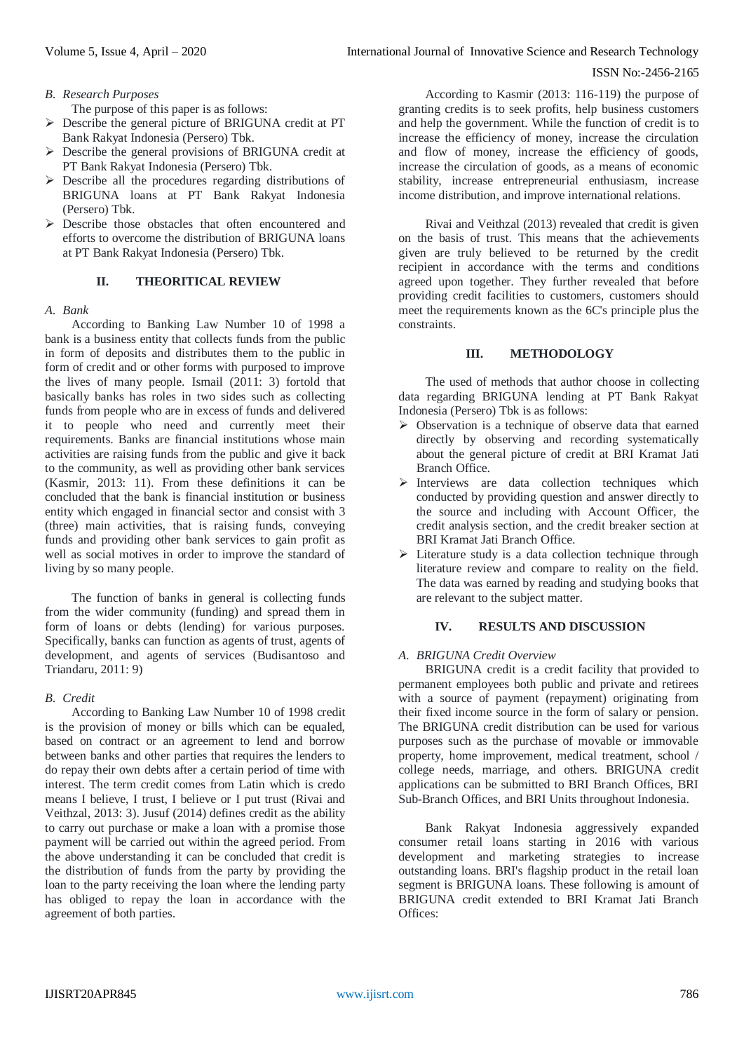### B. Research Purposes

The purpose of this paper is as follows:

- Describe the general picture of BRIGUNA credit at PT Bank Rakyat Indonesia (Persero) Tbk.
- Describe the general provisions of BRIGUNA credit at PT Bank Rakyat Indonesia (Persero) Tbk.
- Describe all the procedures regarding distributions of BRIGUNA loans at PT Bank Rakyat Indonesia (Persero) Tbk.
- Describe those obstacles that often encountered and efforts to overcome the distribution of BRIGUNA loans at PT Bank Rakyat Indonesia (Persero) Tbk.

## II. THEORITICAL REVIEW

### A. Bank

According to Banking Law Number 10 of 1998 a bank is a business entity that collects funds from the public in form of deposits and distributes them to the public in form of credit and or other forms with purposed to improve the lives of many people. Ismail (2011: 3) fortold that basically banks has roles in two sides such as collecting funds from people who are in excess of funds and delivered it to people who need and currently meet their requirements. Banks are financial institutions whose main activities are raising funds from the public and give it back to the community, as well as providing other bank services (Kasmir, 2013: 11). From these definitions it can be concluded that the bank is financial institution or business entity which engaged in financial sector and consist with 3 (three) main activities, that is raising funds, conveying funds and providing other bank services to gain profit as well as social motives in order to improve the standard of living by so many people.

The function of banks in general is collecting funds from the wider community (funding) and spread them in form of loans or debts (lending) for various purposes. Specifically, banks can function as agents of trust, agents of development, and agents of services (Budisantoso and Triandaru, 2011: 9)

### B. Credit

According to Banking Law Number 10 of 1998 credit is the provision of money or bills which can be equaled, based on contract or an agreement to lend and borrow between banks and other parties that requires the lenders to do repay their own debts after a certain period of time with interest. The term credit comes from Latin which is credo means I believe, I trust, I believe or I put trust (Rivai and Veithzal, 2013: 3). Jusuf (2014) defines credit as the ability to carry out purchase or make a loan with a promise those payment will be carried out within the agreed period. From the above understanding it can be concluded that credit is the distribution of funds from the party by providing the loan to the party receiving the loan where the lending party has obliged to repay the loan in accordance with the agreement of both parties.

According to Kasmir (2013: 116-119) the purpose of granting credits is to seek profits, help business customers and help the government. While the function of credit is to increase the efficiency of money, increase the circulation and flow of money, increase the efficiency of goods, increase the circulation of goods, as a means of economic stability, increase entrepreneurial enthusiasm, increase income distribution, and improve international relations.

Rivai and Veithzal (2013) revealed that credit is given on the basis of trust. This means that the achievements given are truly believed to be returned by the credit recipient in accordance with the terms and conditions agreed upon together. They further revealed that before providing credit facilities to customers, customers should meet the requirements known as the 6C's principle plus the constraints.

## III. METHODOLOGY

The used of methods that author choose in collecting data regarding BRIGUNA lending at PT Bank Rakyat Indonesia (Persero) Tbk is as follows:

- Observation is a technique of observe data that earned directly by observing and recording systematically about the general picture of credit at BRI Kramat Jati Branch Office.
- Interviews are data collection techniques which conducted by providing question and answer directly to the source and including with Account Officer, the credit analysis section, and the credit breaker section at BRI Kramat Jati Branch Office.
- Literature study is a data collection technique through literature review and compare to reality on the field. The data was earned by reading and studying books that are relevant to the subject matter.

## IV. RESULTS AND DISCUSSION

### A. BRIGUNA Credit Overview

BRIGUNA credit is a credit facility that provided to permanent employees both public and private and retirees with a source of payment (repayment) originating from their fixed income source in the form of salary or pension. The BRIGUNA credit distribution can be used for various purposes such as the purchase of movable or immovable property, home improvement, medical treatment, school / college needs, marriage, and others. BRIGUNA credit applications can be submitted to BRI Branch Offices, BRI Sub-Branch Offices, and BRI Units throughout Indonesia.

Bank Rakyat Indonesia aggressively expanded consumer retail loans starting in 2016 with various development and marketing strategies to increase outstanding loans. BRI's flagship product in the retail loan segment is BRIGUNA loans. These following is amount of BRIGUNA credit extended to BRI Kramat Jati Branch Offices: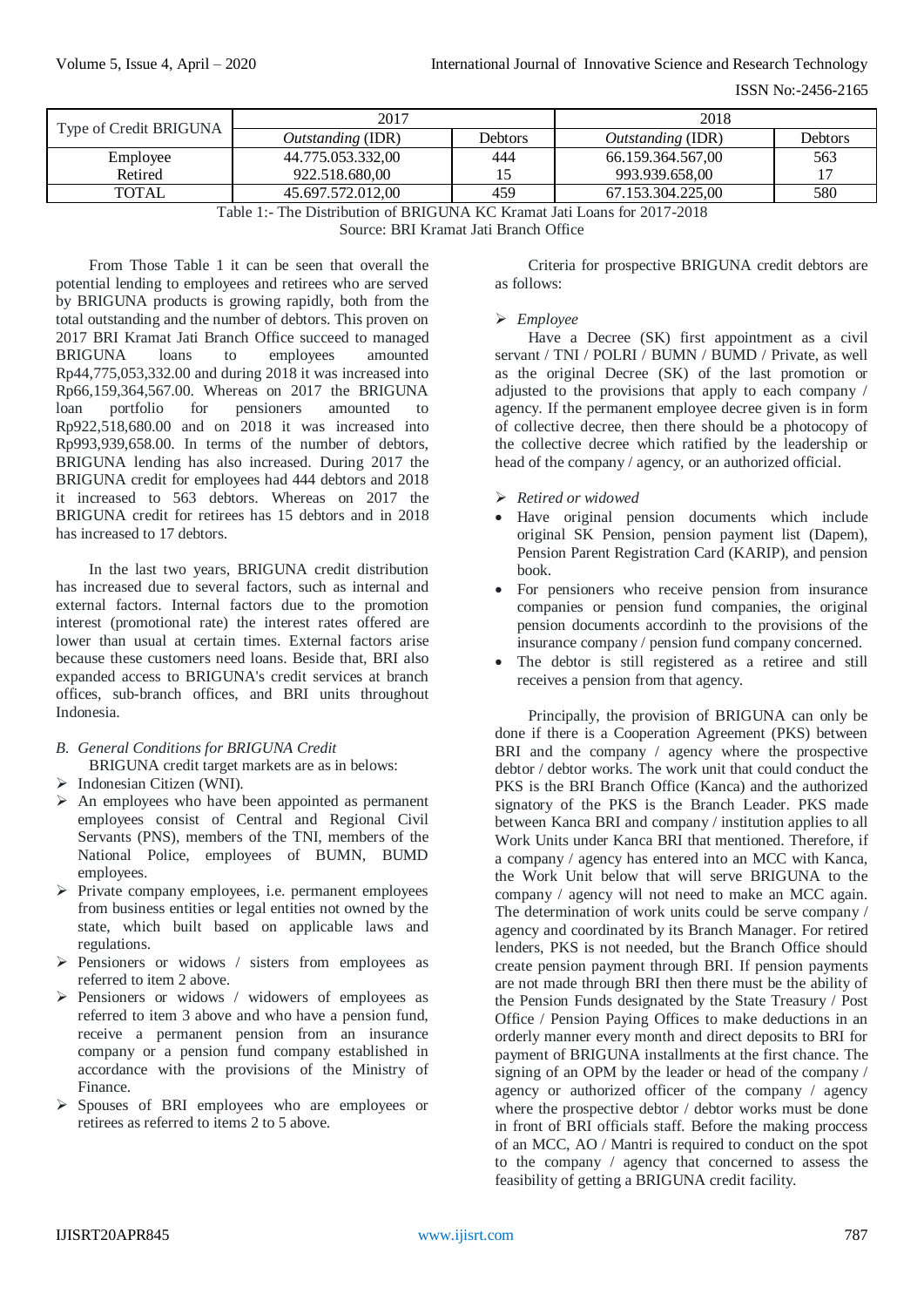| Type of Credit BRIGUNA | 2017 | | 2018 | |
|---|---|---|---|---|
| | *Outstanding* (IDR) | Debtors | *Outstanding* (IDR) | Debtors |
| Employee | 44.775.053.332,00 | 444 | 66.159.364.567,00 | 563 |
| Retired | 922.518.680,00 | 15 | 993.939.658,00 | 17 |
| TOTAL | 45.697.572.012,00 | 459 | 67.153.304.225,00 | 580 |

Table 1:- The Distribution of BRIGUNA KC Kramat Jati Loans for 2017-2018
Source: BRI Kramat Jati Branch Office

From Those Table 1 it can be seen that overall the potential lending to employees and retirees who are served by BRIGUNA products is growing rapidly, both from the total outstanding and the number of debtors. This proven on 2017 BRI Kramat Jati Branch Office succeed to managed BRIGUNA loans to employees amounted Rp44,775,053,332.00 and during 2018 it was increased into Rp66,159,364,567.00. Whereas on 2017 the BRIGUNA loan portfolio for pensioners amounted to Rp922,518,680.00 and on 2018 it was increased into Rp993,939,658.00. In terms of the number of debtors, BRIGUNA lending has also increased. During 2017 the BRIGUNA credit for employees had 444 debtors and 2018 it increased to 563 debtors. Whereas on 2017 the BRIGUNA credit for retirees has 15 debtors and in 2018 has increased to 17 debtors.

In the last two years, BRIGUNA credit distribution has increased due to several factors, such as internal and external factors. Internal factors due to the promotion interest (promotional rate) the interest rates offered are lower than usual at certain times. External factors arise because these customers need loans. Beside that, BRI also expanded access to BRIGUNA's credit services at branch offices, sub-branch offices, and BRI units throughout Indonesia.

### *B. General Conditions for BRIGUNA Credit*

BRIGUNA credit target markets are as in belows:

- Indonesian Citizen (WNI).
- An employees who have been appointed as permanent employees consist of Central and Regional Civil Servants (PNS), members of the TNI, members of the National Police, employees of BUMN, BUMD employees.
- Private company employees, i.e. permanent employees from business entities or legal entities not owned by the state, which built based on applicable laws and regulations.
- Pensioners or widows / sisters from employees as referred to item 2 above.
- Pensioners or widows / widowers of employees as referred to item 3 above and who have a pension fund, receive a permanent pension from an insurance company or a pension fund company established in accordance with the provisions of the Ministry of Finance.
- Spouses of BRI employees who are employees or retirees as referred to items 2 to 5 above.

Criteria for prospective BRIGUNA credit debtors are as follows:

- *Employee*

Have a Decree (SK) first appointment as a civil servant / TNI / POLRI / BUMN / BUMD / Private, as well as the original Decree (SK) of the last promotion or adjusted to the provisions that apply to each company / agency. If the permanent employee decree given is in form of collective decree, then there should be a photocopy of the collective decree which ratified by the leadership or head of the company / agency, or an authorized official.

- *Retired or widowed*
  - Have original pension documents which include original SK Pension, pension payment list (Dapem), Pension Parent Registration Card (KARIP), and pension book.
  - For pensioners who receive pension from insurance companies or pension fund companies, the original pension documents accordinh to the provisions of the insurance company / pension fund company concerned.
  - The debtor is still registered as a retiree and still receives a pension from that agency.

Principally, the provision of BRIGUNA can only be done if there is a Cooperation Agreement (PKS) between BRI and the company / agency where the prospective debtor / debtor works. The work unit that could conduct the PKS is the BRI Branch Office (Kanca) and the authorized signatory of the PKS is the Branch Leader. PKS made between Kanca BRI and company / institution applies to all Work Units under Kanca BRI that mentioned. Therefore, if a company / agency has entered into an MCC with Kanca, the Work Unit below that will serve BRIGUNA to the company / agency will not need to make an MCC again. The determination of work units could be serve company / agency and coordinated by its Branch Manager. For retired lenders, PKS is not needed, but the Branch Office should create pension payment through BRI. If pension payments are not made through BRI then there must be the ability of the Pension Funds designated by the State Treasury / Post Office / Pension Paying Offices to make deductions in an orderly manner every month and direct deposits to BRI for payment of BRIGUNA installments at the first chance. The signing of an OPM by the leader or head of the company / agency or authorized officer of the company / agency where the prospective debtor / debtor works must be done in front of BRI officials staff. Before the making proccess of an MCC, AO / Mantri is required to conduct on the spot to the company / agency that concerned to assess the feasibility of getting a BRIGUNA credit facility.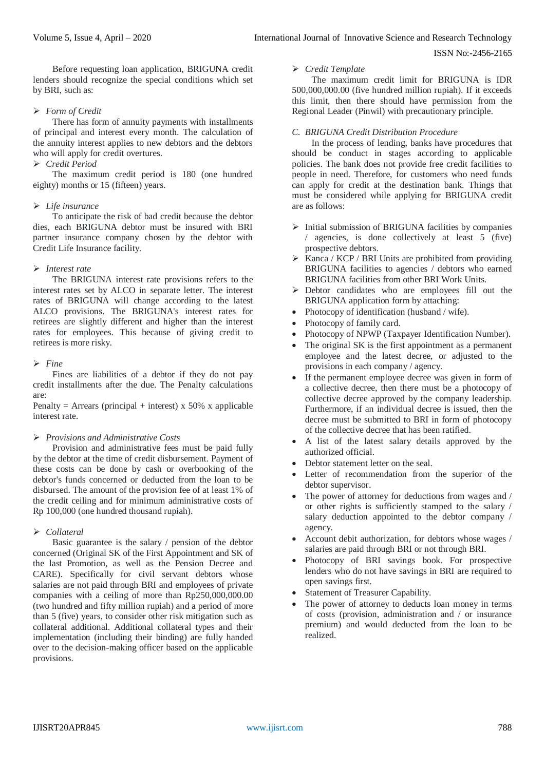Before requesting loan application, BRIGUNA credit lenders should recognize the special conditions which set by BRI, such as:

- *Form of Credit*

There has form of annuity payments with installments of principal and interest every month. The calculation of the annuity interest applies to new debtors and the debtors who will apply for credit overtures.

- *Credit Period*

The maximum credit period is 180 (one hundred eighty) months or 15 (fifteen) years.

- *Life insurance*

To anticipate the risk of bad credit because the debtor dies, each BRIGUNA debtor must be insured with BRI partner insurance company chosen by the debtor with Credit Life Insurance facility.

- *Interest rate*

The BRIGUNA interest rate provisions refers to the interest rates set by ALCO in separate letter. The interest rates of BRIGUNA will change according to the latest ALCO provisions. The BRIGUNA's interest rates for retirees are slightly different and higher than the interest rates for employees. This because of giving credit to retirees is more risky.

- *Fine*

Fines are liabilities of a debtor if they do not pay credit installments after the due. The Penalty calculations are:

Penalty = Arrears (principal + interest) x 50% x applicable interest rate.

- *Provisions and Administrative Costs*

Provision and administrative fees must be paid fully by the debtor at the time of credit disbursement. Payment of these costs can be done by cash or overbooking of the debtor's funds concerned or deducted from the loan to be disbursed. The amount of the provision fee of at least 1% of the credit ceiling and for minimum administrative costs of Rp 100,000 (one hundred thousand rupiah).

- *Collateral*

Basic guarantee is the salary / pension of the debtor concerned (Original SK of the First Appointment and SK of the last Promotion, as well as the Pension Decree and CARE). Specifically for civil servant debtors whose salaries are not paid through BRI and employees of private companies with a ceiling of more than Rp250,000,000.00 (two hundred and fifty million rupiah) and a period of more than 5 (five) years, to consider other risk mitigation such as collateral additional. Additional collateral types and their implementation (including their binding) are fully handed over to the decision-making officer based on the applicable provisions.

- *Credit Template*

The maximum credit limit for BRIGUNA is IDR 500,000,000.00 (five hundred million rupiah). If it exceeds this limit, then there should have permission from the Regional Leader (Pinwil) with precautionary principle.

### *C. BRIGUNA Credit Distribution Procedure*

In the process of lending, banks have procedures that should be conduct in stages according to applicable policies. The bank does not provide free credit facilities to people in need. Therefore, for customers who need funds can apply for credit at the destination bank. Things that must be considered while applying for BRIGUNA credit are as follows:

- Initial submission of BRIGUNA facilities by companies / agencies, is done collectively at least 5 (five) prospective debtors.
- Kanca / KCP / BRI Units are prohibited from providing BRIGUNA facilities to agencies / debtors who earned BRIGUNA facilities from other BRI Work Units.
- Debtor candidates who are employees fill out the BRIGUNA application form by attaching:
  - Photocopy of identification (husband / wife).
  - Photocopy of family card.
  - Photocopy of NPWP (Taxpayer Identification Number).
  - The original SK is the first appointment as a permanent employee and the latest decree, or adjusted to the provisions in each company / agency.
  - If the permanent employee decree was given in form of a collective decree, then there must be a photocopy of collective decree approved by the company leadership. Furthermore, if an individual decree is issued, then the decree must be submitted to BRI in form of photocopy of the collective decree that has been ratified.
  - A list of the latest salary details approved by the authorized official.
  - Debtor statement letter on the seal.
  - Letter of recommendation from the superior of the debtor supervisor.
  - The power of attorney for deductions from wages and / or other rights is sufficiently stamped to the salary / salary deduction appointed to the debtor company / agency.
  - Account debit authorization, for debtors whose wages / salaries are paid through BRI or not through BRI.
  - Photocopy of BRI savings book. For prospective lenders who do not have savings in BRI are required to open savings first.
  - Statement of Treasurer Capability.
  - The power of attorney to deducts loan money in terms of costs (provision, administration and / or insurance premium) and would deducted from the loan to be realized.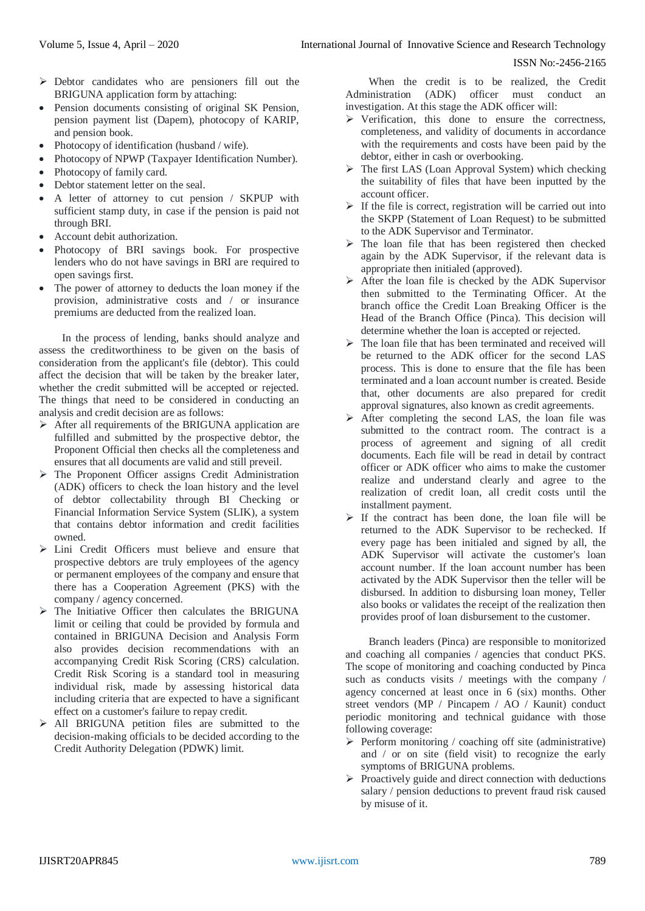- Debtor candidates who are pensioners fill out the BRIGUNA application form by attaching:
  - Pension documents consisting of original SK Pension, pension payment list (Dapem), photocopy of KARIP, and pension book.
  - Photocopy of identification (husband / wife).
  - Photocopy of NPWP (Taxpayer Identification Number).
  - Photocopy of family card.
  - Debtor statement letter on the seal.
  - A letter of attorney to cut pension / SKPUP with sufficient stamp duty, in case if the pension is paid not through BRI.
  - Account debit authorization.
  - Photocopy of BRI savings book. For prospective lenders who do not have savings in BRI are required to open savings first.
  - The power of attorney to deducts the loan money if the provision, administrative costs and / or insurance premiums are deducted from the realized loan.

In the process of lending, banks should analyze and assess the creditworthiness to be given on the basis of consideration from the applicant's file (debtor). This could affect the decision that will be taken by the breaker later, whether the credit submitted will be accepted or rejected. The things that need to be considered in conducting an analysis and credit decision are as follows:

- After all requirements of the BRIGUNA application are fulfilled and submitted by the prospective debtor, the Proponent Official then checks all the completeness and ensures that all documents are valid and still preveil.
- The Proponent Officer assigns Credit Administration (ADK) officers to check the loan history and the level of debtor collectability through BI Checking or Financial Information Service System (SLIK), a system that contains debtor information and credit facilities owned.
- Lini Credit Officers must believe and ensure that prospective debtors are truly employees of the agency or permanent employees of the company and ensure that there has a Cooperation Agreement (PKS) with the company / agency concerned.
- The Initiative Officer then calculates the BRIGUNA limit or ceiling that could be provided by formula and contained in BRIGUNA Decision and Analysis Form also provides decision recommendations with an accompanying Credit Risk Scoring (CRS) calculation. Credit Risk Scoring is a standard tool in measuring individual risk, made by assessing historical data including criteria that are expected to have a significant effect on a customer's failure to repay credit.
- All BRIGUNA petition files are submitted to the decision-making officials to be decided according to the Credit Authority Delegation (PDWK) limit.

When the credit is to be realized, the Credit Administration (ADK) officer must conduct an investigation. At this stage the ADK officer will:

- Verification, this done to ensure the correctness, completeness, and validity of documents in accordance with the requirements and costs have been paid by the debtor, either in cash or overbooking.
- The first LAS (Loan Approval System) which checking the suitability of files that have been inputted by the account officer.
- If the file is correct, registration will be carried out into the SKPP (Statement of Loan Request) to be submitted to the ADK Supervisor and Terminator.
- The loan file that has been registered then checked again by the ADK Supervisor, if the relevant data is appropriate then initialed (approved).
- After the loan file is checked by the ADK Supervisor then submitted to the Terminating Officer. At the branch office the Credit Loan Breaking Officer is the Head of the Branch Office (Pinca). This decision will determine whether the loan is accepted or rejected.
- The loan file that has been terminated and received will be returned to the ADK officer for the second LAS process. This is done to ensure that the file has been terminated and a loan account number is created. Beside that, other documents are also prepared for credit approval signatures, also known as credit agreements.
- After completing the second LAS, the loan file was submitted to the contract room. The contract is a process of agreement and signing of all credit documents. Each file will be read in detail by contract officer or ADK officer who aims to make the customer realize and understand clearly and agree to the realization of credit loan, all credit costs until the installment payment.
- If the contract has been done, the loan file will be returned to the ADK Supervisor to be rechecked. If every page has been initialed and signed by all, the ADK Supervisor will activate the customer's loan account number. If the loan account number has been activated by the ADK Supervisor then the teller will be disbursed. In addition to disbursing loan money, Teller also books or validates the receipt of the realization then provides proof of loan disbursement to the customer.

Branch leaders (Pinca) are responsible to monitorized and coaching all companies / agencies that conduct PKS. The scope of monitoring and coaching conducted by Pinca such as conducts visits / meetings with the company / agency concerned at least once in 6 (six) months. Other street vendors (MP / Pincapem / AO / Kaunit) conduct periodic monitoring and technical guidance with those following coverage:

- Perform monitoring / coaching off site (administrative) and / or on site (field visit) to recognize the early symptoms of BRIGUNA problems.
- Proactively guide and direct connection with deductions salary / pension deductions to prevent fraud risk caused by misuse of it.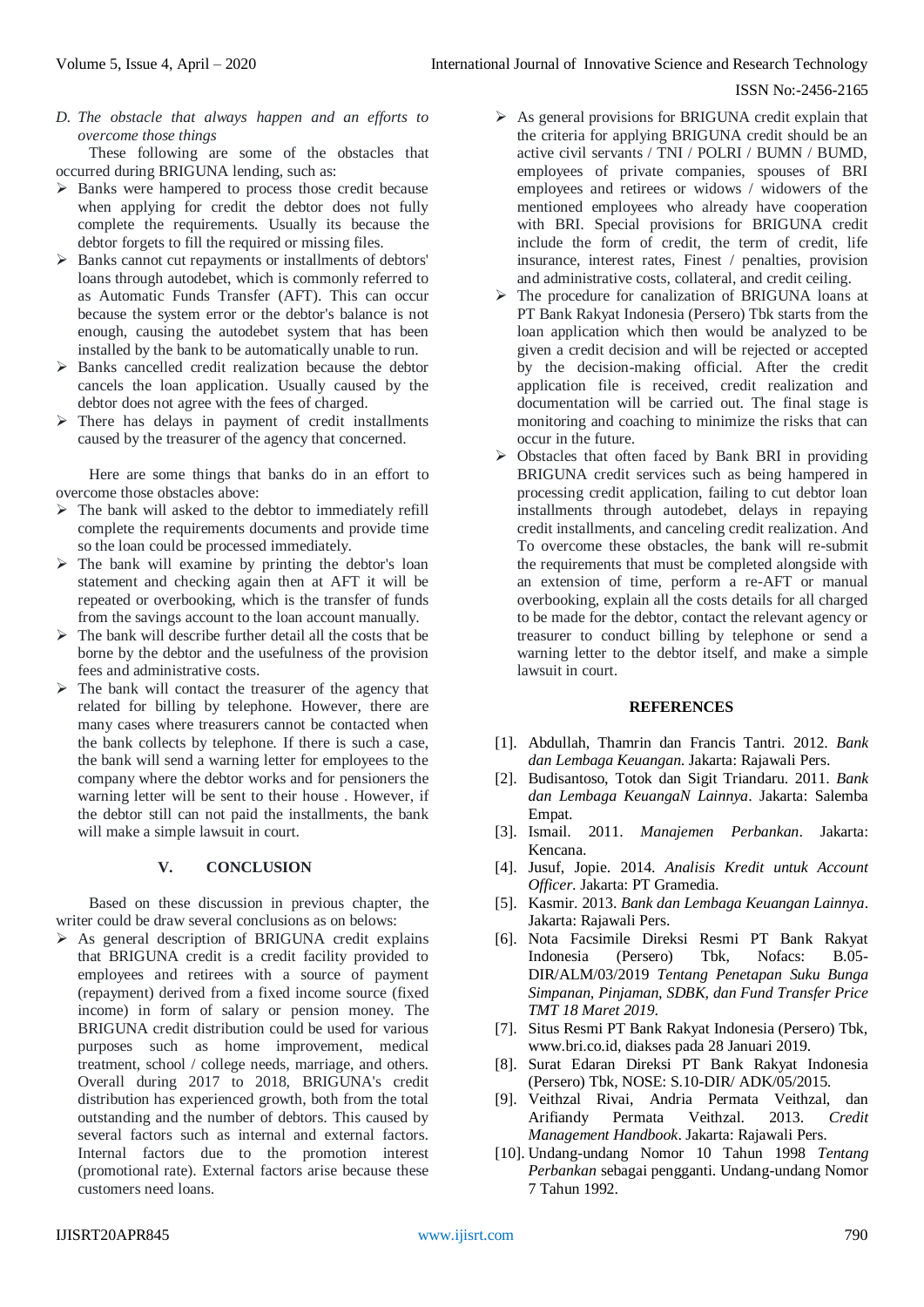*D. The obstacle that always happen and an efforts to overcome those things*

These following are some of the obstacles that occurred during BRIGUNA lending, such as:

- Banks were hampered to process those credit because when applying for credit the debtor does not fully complete the requirements. Usually its because the debtor forgets to fill the required or missing files.
- Banks cannot cut repayments or installments of debtors' loans through autodebet, which is commonly referred to as Automatic Funds Transfer (AFT). This can occur because the system error or the debtor's balance is not enough, causing the autodebet system that has been installed by the bank to be automatically unable to run.
- Banks cancelled credit realization because the debtor cancels the loan application. Usually caused by the debtor does not agree with the fees of charged.
- There has delays in payment of credit installments caused by the treasurer of the agency that concerned.

Here are some things that banks do in an effort to overcome those obstacles above:

- The bank will asked to the debtor to immediately refill complete the requirements documents and provide time so the loan could be processed immediately.
- The bank will examine by printing the debtor's loan statement and checking again then at AFT it will be repeated or overbooking, which is the transfer of funds from the savings account to the loan account manually.
- The bank will describe further detail all the costs that be borne by the debtor and the usefulness of the provision fees and administrative costs.
- The bank will contact the treasurer of the agency that related for billing by telephone. However, there are many cases where treasurers cannot be contacted when the bank collects by telephone. If there is such a case, the bank will send a warning letter for employees to the company where the debtor works and for pensioners the warning letter will be sent to their house . However, if the debtor still can not paid the installments, the bank will make a simple lawsuit in court.

## V. CONCLUSION

Based on these discussion in previous chapter, the writer could be draw several conclusions as on belows:

- As general description of BRIGUNA credit explains that BRIGUNA credit is a credit facility provided to employees and retirees with a source of payment (repayment) derived from a fixed income source (fixed income) in form of salary or pension money. The BRIGUNA credit distribution could be used for various purposes such as home improvement, medical treatment, school / college needs, marriage, and others. Overall during 2017 to 2018, BRIGUNA's credit distribution has experienced growth, both from the total outstanding and the number of debtors. This caused by several factors such as internal and external factors. Internal factors due to the promotion interest (promotional rate). External factors arise because these customers need loans.
- As general provisions for BRIGUNA credit explain that the criteria for applying BRIGUNA credit should be an active civil servants / TNI / POLRI / BUMN / BUMD, employees of private companies, spouses of BRI employees and retirees or widows / widowers of the mentioned employees who already have cooperation with BRI. Special provisions for BRIGUNA credit include the form of credit, the term of credit, life insurance, interest rates, Finest / penalties, provision and administrative costs, collateral, and credit ceiling.
- The procedure for canalization of BRIGUNA loans at PT Bank Rakyat Indonesia (Persero) Tbk starts from the loan application which then would be analyzed to be given a credit decision and will be rejected or accepted by the decision-making official. After the credit application file is received, credit realization and documentation will be carried out. The final stage is monitoring and coaching to minimize the risks that can occur in the future.
- Obstacles that often faced by Bank BRI in providing BRIGUNA credit services such as being hampered in processing credit application, failing to cut debtor loan installments through autodebet, delays in repaying credit installments, and canceling credit realization. And To overcome these obstacles, the bank will re-submit the requirements that must be completed alongside with an extension of time, perform a re-AFT or manual overbooking, explain all the costs details for all charged to be made for the debtor, contact the relevant agency or treasurer to conduct billing by telephone or send a warning letter to the debtor itself, and make a simple lawsuit in court.

## REFERENCES

[1]. Abdullah, Thamrin dan Francis Tantri. 2012. *Bank dan Lembaga Keuangan*. Jakarta: Rajawali Pers.

[2]. Budisantoso, Totok dan Sigit Triandaru. 2011. *Bank dan Lembaga KeuangaN Lainnya*. Jakarta: Salemba Empat.

[3]. Ismail. 2011. *Manajemen Perbankan*. Jakarta: Kencana.

[4]. Jusuf, Jopie. 2014. *Analisis Kredit untuk Account Officer*. Jakarta: PT Gramedia.

[5]. Kasmir. 2013. *Bank dan Lembaga Keuangan Lainnya*. Jakarta: Rajawali Pers.

[6]. Nota Facsimile Direksi Resmi PT Bank Rakyat Indonesia (Persero) Tbk, Nofacs: B.05-DIR/ALM/03/2019 *Tentang Penetapan Suku Bunga Simpanan, Pinjaman, SDBK, dan Fund Transfer Price TMT 18 Maret 2019*.

[7]. Situs Resmi PT Bank Rakyat Indonesia (Persero) Tbk, www.bri.co.id, diakses pada 28 Januari 2019.

[8]. Surat Edaran Direksi PT Bank Rakyat Indonesia (Persero) Tbk, NOSE: S.10-DIR/ ADK/05/2015.

[9]. Veithzal Rivai, Andria Permata Veithzal, dan Arifiandy Permata Veithzal. 2013. *Credit Management Handbook*. Jakarta: Rajawali Pers.

[10]. Undang-undang Nomor 10 Tahun 1998 *Tentang Perbankan* sebagai pengganti. Undang-undang Nomor 7 Tahun 1992.